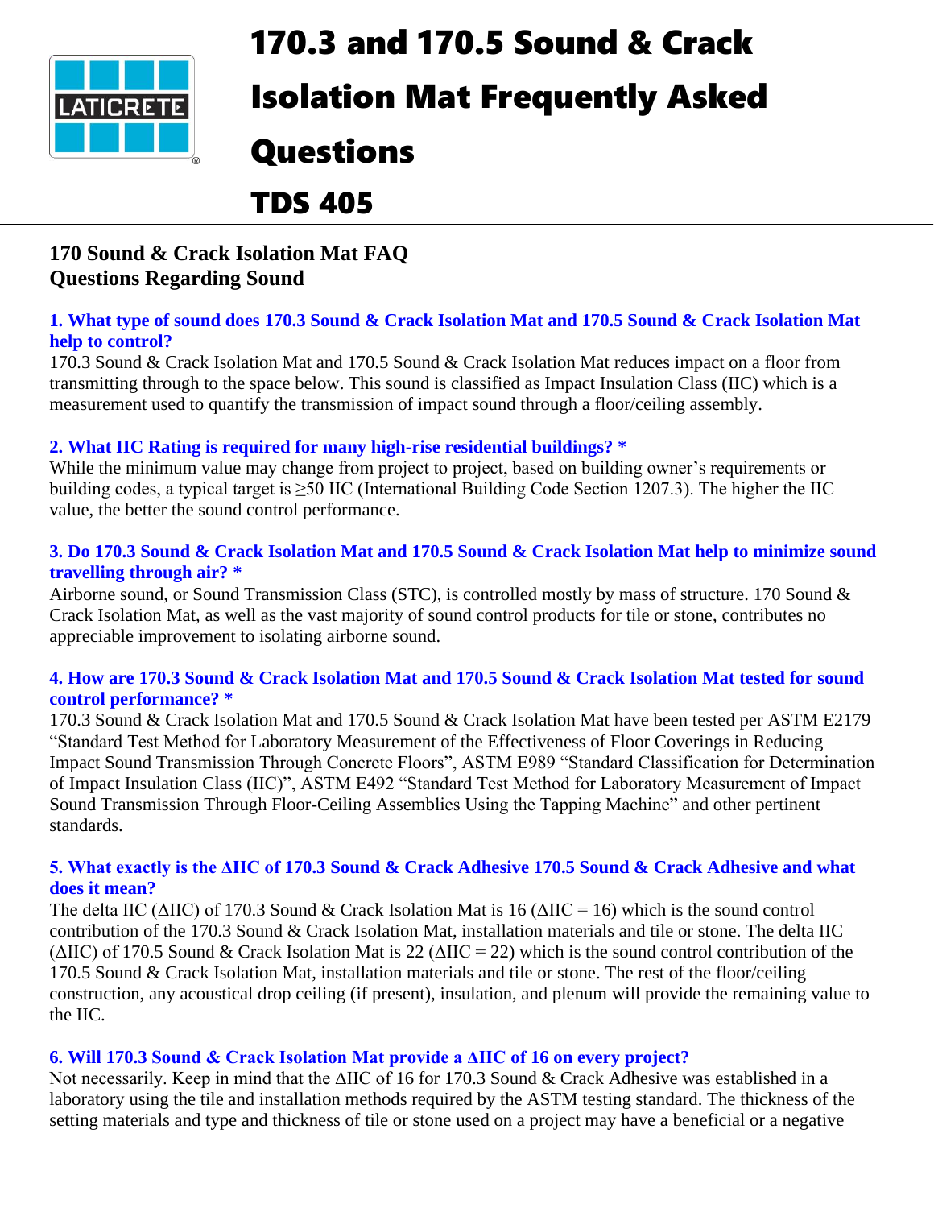# 170.3 and 170.5 Sound & Crack Isolation Mat Frequently Asked Questions

# TDS 405

## 170 Sound & Crack Isolation Mat FAQ
## Questions Regarding Sound

### 1. What type of sound does 170.3 Sound & Crack Isolation Mat and 170.5 Sound & Crack Isolation Mat help to control?

170.3 Sound & Crack Isolation Mat and 170.5 Sound & Crack Isolation Mat reduces impact on a floor from transmitting through to the space below. This sound is classified as Impact Insulation Class (IIC) which is a measurement used to quantify the transmission of impact sound through a floor/ceiling assembly.

### 2. What IIC Rating is required for many high-rise residential buildings? *

While the minimum value may change from project to project, based on building owner's requirements or building codes, a typical target is ≥50 IIC (International Building Code Section 1207.3). The higher the IIC value, the better the sound control performance.

### 3. Do 170.3 Sound & Crack Isolation Mat and 170.5 Sound & Crack Isolation Mat help to minimize sound travelling through air? *

Airborne sound, or Sound Transmission Class (STC), is controlled mostly by mass of structure. 170 Sound & Crack Isolation Mat, as well as the vast majority of sound control products for tile or stone, contributes no appreciable improvement to isolating airborne sound.

### 4. How are 170.3 Sound & Crack Isolation Mat and 170.5 Sound & Crack Isolation Mat tested for sound control performance? *

170.3 Sound & Crack Isolation Mat and 170.5 Sound & Crack Isolation Mat have been tested per ASTM E2179 "Standard Test Method for Laboratory Measurement of the Effectiveness of Floor Coverings in Reducing Impact Sound Transmission Through Concrete Floors", ASTM E989 "Standard Classification for Determination of Impact Insulation Class (IIC)", ASTM E492 "Standard Test Method for Laboratory Measurement of Impact Sound Transmission Through Floor-Ceiling Assemblies Using the Tapping Machine" and other pertinent standards.

### 5. What exactly is the ΔIIC of 170.3 Sound & Crack Adhesive 170.5 Sound & Crack Adhesive and what does it mean?

The delta IIC (ΔIIC) of 170.3 Sound & Crack Isolation Mat is 16 (ΔIIC = 16) which is the sound control contribution of the 170.3 Sound & Crack Isolation Mat, installation materials and tile or stone. The delta IIC (ΔIIC) of 170.5 Sound & Crack Isolation Mat is 22 (ΔIIC = 22) which is the sound control contribution of the 170.5 Sound & Crack Isolation Mat, installation materials and tile or stone. The rest of the floor/ceiling construction, any acoustical drop ceiling (if present), insulation, and plenum will provide the remaining value to the IIC.

### 6. Will 170.3 Sound & Crack Isolation Mat provide a ΔIIC of 16 on every project?

Not necessarily. Keep in mind that the ΔIIC of 16 for 170.3 Sound & Crack Adhesive was established in a laboratory using the tile and installation methods required by the ASTM testing standard. The thickness of the setting materials and type and thickness of tile or stone used on a project may have a beneficial or a negative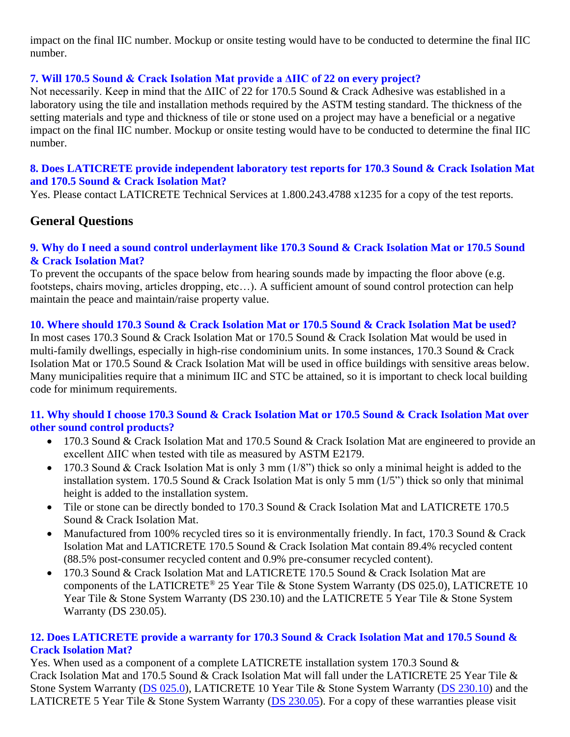impact on the final IIC number. Mockup or onsite testing would have to be conducted to determine the final IIC number.

### 7. Will 170.5 Sound & Crack Isolation Mat provide a ΔIIC of 22 on every project?

Not necessarily. Keep in mind that the ΔIIC of 22 for 170.5 Sound & Crack Adhesive was established in a laboratory using the tile and installation methods required by the ASTM testing standard. The thickness of the setting materials and type and thickness of tile or stone used on a project may have a beneficial or a negative impact on the final IIC number. Mockup or onsite testing would have to be conducted to determine the final IIC number.

### 8. Does LATICRETE provide independent laboratory test reports for 170.3 Sound & Crack Isolation Mat and 170.5 Sound & Crack Isolation Mat?

Yes. Please contact LATICRETE Technical Services at 1.800.243.4788 x1235 for a copy of the test reports.

## General Questions

### 9. Why do I need a sound control underlayment like 170.3 Sound & Crack Isolation Mat or 170.5 Sound & Crack Isolation Mat?

To prevent the occupants of the space below from hearing sounds made by impacting the floor above (e.g. footsteps, chairs moving, articles dropping, etc…). A sufficient amount of sound control protection can help maintain the peace and maintain/raise property value.

### 10. Where should 170.3 Sound & Crack Isolation Mat or 170.5 Sound & Crack Isolation Mat be used?

In most cases 170.3 Sound & Crack Isolation Mat or 170.5 Sound & Crack Isolation Mat would be used in multi-family dwellings, especially in high-rise condominium units. In some instances, 170.3 Sound & Crack Isolation Mat or 170.5 Sound & Crack Isolation Mat will be used in office buildings with sensitive areas below. Many municipalities require that a minimum IIC and STC be attained, so it is important to check local building code for minimum requirements.

### 11. Why should I choose 170.3 Sound & Crack Isolation Mat or 170.5 Sound & Crack Isolation Mat over other sound control products?

- 170.3 Sound & Crack Isolation Mat and 170.5 Sound & Crack Isolation Mat are engineered to provide an excellent ΔIIC when tested with tile as measured by ASTM E2179.
- 170.3 Sound & Crack Isolation Mat is only 3 mm (1/8") thick so only a minimal height is added to the installation system. 170.5 Sound & Crack Isolation Mat is only 5 mm (1/5") thick so only that minimal height is added to the installation system.
- Tile or stone can be directly bonded to 170.3 Sound & Crack Isolation Mat and LATICRETE 170.5 Sound & Crack Isolation Mat.
- Manufactured from 100% recycled tires so it is environmentally friendly. In fact, 170.3 Sound & Crack Isolation Mat and LATICRETE 170.5 Sound & Crack Isolation Mat contain 89.4% recycled content (88.5% post-consumer recycled content and 0.9% pre-consumer recycled content).
- 170.3 Sound & Crack Isolation Mat and LATICRETE 170.5 Sound & Crack Isolation Mat are components of the LATICRETE® 25 Year Tile & Stone System Warranty (DS 025.0), LATICRETE 10 Year Tile & Stone System Warranty (DS 230.10) and the LATICRETE 5 Year Tile & Stone System Warranty (DS 230.05).

### 12. Does LATICRETE provide a warranty for 170.3 Sound & Crack Isolation Mat and 170.5 Sound & Crack Isolation Mat?

Yes. When used as a component of a complete LATICRETE installation system 170.3 Sound & Crack Isolation Mat and 170.5 Sound & Crack Isolation Mat will fall under the LATICRETE 25 Year Tile & Stone System Warranty (DS 025.0), LATICRETE 10 Year Tile & Stone System Warranty (DS 230.10) and the LATICRETE 5 Year Tile & Stone System Warranty (DS 230.05). For a copy of these warranties please visit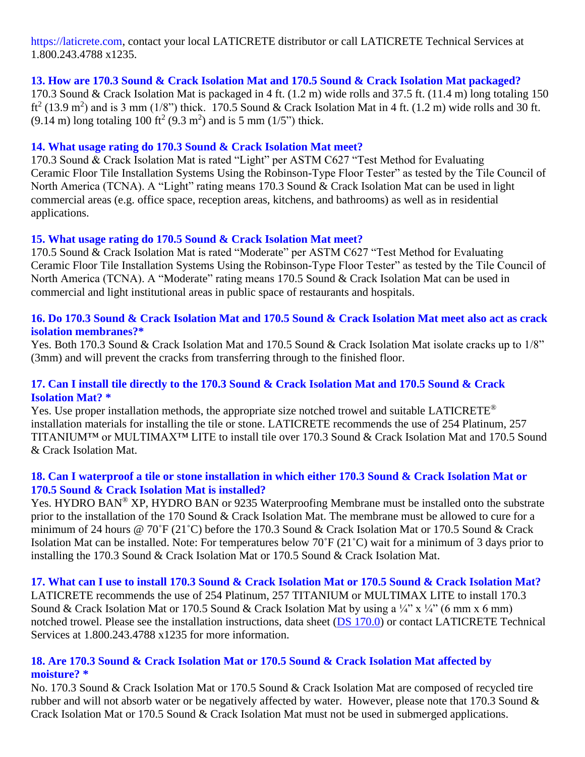https://laticrete.com, contact your local LATICRETE distributor or call LATICRETE Technical Services at 1.800.243.4788 x1235.

### 13. How are 170.3 Sound & Crack Isolation Mat and 170.5 Sound & Crack Isolation Mat packaged?

170.3 Sound & Crack Isolation Mat is packaged in 4 ft. (1.2 m) wide rolls and 37.5 ft. (11.4 m) long totaling 150 $ft^2$ (13.9 $m^2$) and is 3 mm (1/8") thick. 170.5 Sound & Crack Isolation Mat in 4 ft. (1.2 m) wide rolls and 30 ft. (9.14 m) long totaling 100 $ft^2$ (9.3 $m^2$) and is 5 mm (1/5") thick.

### 14. What usage rating do 170.3 Sound & Crack Isolation Mat meet?

170.3 Sound & Crack Isolation Mat is rated "Light" per ASTM C627 "Test Method for Evaluating Ceramic Floor Tile Installation Systems Using the Robinson-Type Floor Tester" as tested by the Tile Council of North America (TCNA). A "Light" rating means 170.3 Sound & Crack Isolation Mat can be used in light commercial areas (e.g. office space, reception areas, kitchens, and bathrooms) as well as in residential applications.

### 15. What usage rating do 170.5 Sound & Crack Isolation Mat meet?

170.5 Sound & Crack Isolation Mat is rated "Moderate" per ASTM C627 "Test Method for Evaluating Ceramic Floor Tile Installation Systems Using the Robinson-Type Floor Tester" as tested by the Tile Council of North America (TCNA). A "Moderate" rating means 170.5 Sound & Crack Isolation Mat can be used in commercial and light institutional areas in public space of restaurants and hospitals.

### 16. Do 170.3 Sound & Crack Isolation Mat and 170.5 Sound & Crack Isolation Mat meet also act as crack isolation membranes?*

Yes. Both 170.3 Sound & Crack Isolation Mat and 170.5 Sound & Crack Isolation Mat isolate cracks up to 1/8" (3mm) and will prevent the cracks from transferring through to the finished floor.

### 17. Can I install tile directly to the 170.3 Sound & Crack Isolation Mat and 170.5 Sound & Crack Isolation Mat? *

Yes. Use proper installation methods, the appropriate size notched trowel and suitable LATICRETE® installation materials for installing the tile or stone. LATICRETE recommends the use of 254 Platinum, 257 TITANIUM™ or MULTIMAX™ LITE to install tile over 170.3 Sound & Crack Isolation Mat and 170.5 Sound & Crack Isolation Mat.

### 18. Can I waterproof a tile or stone installation in which either 170.3 Sound & Crack Isolation Mat or 170.5 Sound & Crack Isolation Mat is installed?

Yes. HYDRO BAN® XP, HYDRO BAN or 9235 Waterproofing Membrane must be installed onto the substrate prior to the installation of the 170 Sound & Crack Isolation Mat. The membrane must be allowed to cure for a minimum of 24 hours @ 70˚F (21˚C) before the 170.3 Sound & Crack Isolation Mat or 170.5 Sound & Crack Isolation Mat can be installed. Note: For temperatures below 70˚F (21˚C) wait for a minimum of 3 days prior to installing the 170.3 Sound & Crack Isolation Mat or 170.5 Sound & Crack Isolation Mat.

### 17. What can I use to install 170.3 Sound & Crack Isolation Mat or 170.5 Sound & Crack Isolation Mat?

LATICRETE recommends the use of 254 Platinum, 257 TITANIUM or MULTIMAX LITE to install 170.3 Sound & Crack Isolation Mat or 170.5 Sound & Crack Isolation Mat by using a ¼" x ¼" (6 mm x 6 mm) notched trowel. Please see the installation instructions, data sheet (DS 170.0) or contact LATICRETE Technical Services at 1.800.243.4788 x1235 for more information.

### 18. Are 170.3 Sound & Crack Isolation Mat or 170.5 Sound & Crack Isolation Mat affected by moisture? *

No. 170.3 Sound & Crack Isolation Mat or 170.5 Sound & Crack Isolation Mat are composed of recycled tire rubber and will not absorb water or be negatively affected by water. However, please note that 170.3 Sound & Crack Isolation Mat or 170.5 Sound & Crack Isolation Mat must not be used in submerged applications.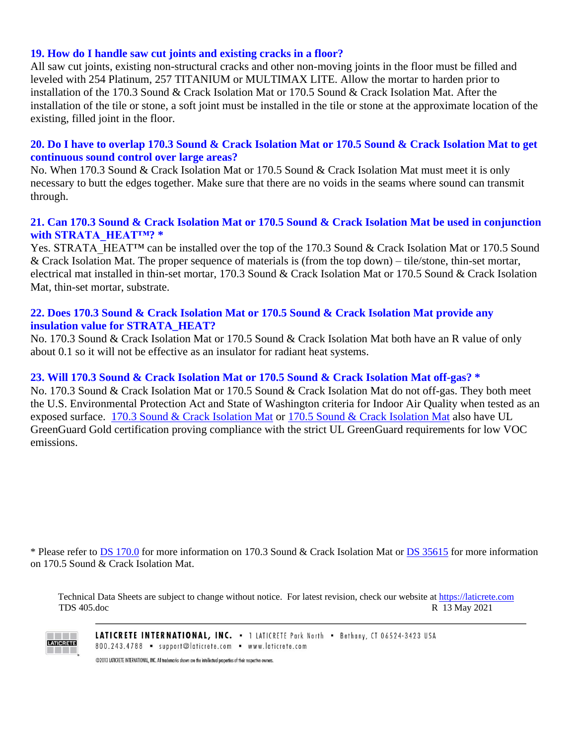### 19. How do I handle saw cut joints and existing cracks in a floor?

All saw cut joints, existing non-structural cracks and other non-moving joints in the floor must be filled and leveled with 254 Platinum, 257 TITANIUM or MULTIMAX LITE. Allow the mortar to harden prior to installation of the 170.3 Sound & Crack Isolation Mat or 170.5 Sound & Crack Isolation Mat. After the installation of the tile or stone, a soft joint must be installed in the tile or stone at the approximate location of the existing, filled joint in the floor.

### 20. Do I have to overlap 170.3 Sound & Crack Isolation Mat or 170.5 Sound & Crack Isolation Mat to get continuous sound control over large areas?

No. When 170.3 Sound & Crack Isolation Mat or 170.5 Sound & Crack Isolation Mat must meet it is only necessary to butt the edges together. Make sure that there are no voids in the seams where sound can transmit through.

### 21. Can 170.3 Sound & Crack Isolation Mat or 170.5 Sound & Crack Isolation Mat be used in conjunction with STRATA_HEAT™? *

Yes. STRATA_HEAT™ can be installed over the top of the 170.3 Sound & Crack Isolation Mat or 170.5 Sound & Crack Isolation Mat. The proper sequence of materials is (from the top down) – tile/stone, thin-set mortar, electrical mat installed in thin-set mortar, 170.3 Sound & Crack Isolation Mat or 170.5 Sound & Crack Isolation Mat, thin-set mortar, substrate.

### 22. Does 170.3 Sound & Crack Isolation Mat or 170.5 Sound & Crack Isolation Mat provide any insulation value for STRATA_HEAT?

No. 170.3 Sound & Crack Isolation Mat or 170.5 Sound & Crack Isolation Mat both have an R value of only about 0.1 so it will not be effective as an insulator for radiant heat systems.

### 23. Will 170.3 Sound & Crack Isolation Mat or 170.5 Sound & Crack Isolation Mat off-gas? *

No. 170.3 Sound & Crack Isolation Mat or 170.5 Sound & Crack Isolation Mat do not off-gas. They both meet the U.S. Environmental Protection Act and State of Washington criteria for Indoor Air Quality when tested as an exposed surface. 170.3 Sound & Crack Isolation Mat or 170.5 Sound & Crack Isolation Mat also have UL GreenGuard Gold certification proving compliance with the strict UL GreenGuard requirements for low VOC emissions.

* Please refer to DS 170.0 for more information on 170.3 Sound & Crack Isolation Mat or DS 35615 for more information on 170.5 Sound & Crack Isolation Mat.

Technical Data Sheets are subject to change without notice. For latest revision, check our website at https://laticrete.com

TDS 405.doc R 13 May 2021

**LATICRETE INTERNATIONAL, INC.** ▪ 1 LATICRETE Park North ▪ Bethany, CT 06524-3423 USA
800.243.4788 ▪ support@laticrete.com ▪ www.laticrete.com

©2013 LATICRETE INTERNATIONAL, INC. All trademarks shown are the intellectual properties of their respective owners.